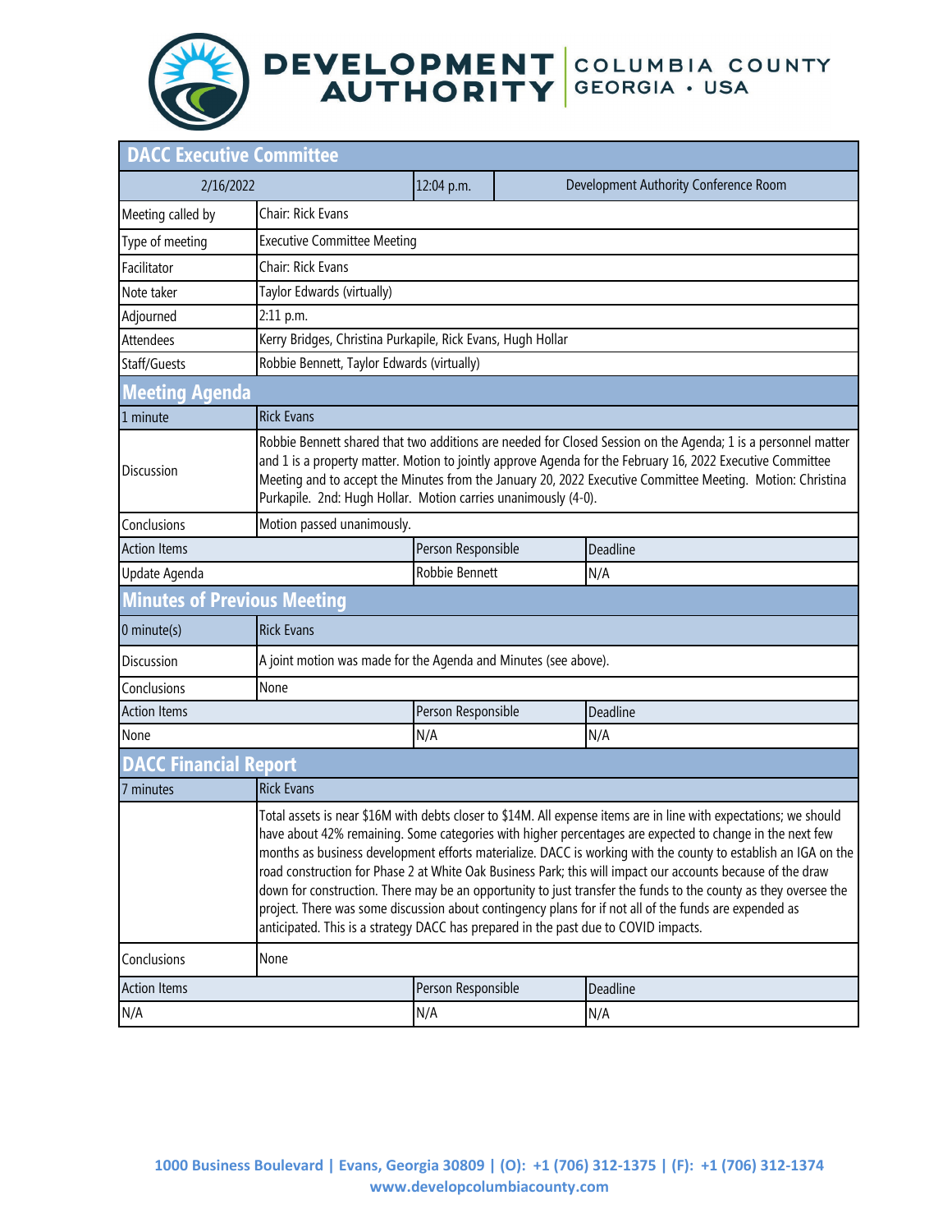# DEVELOPMENT AUTHORITY | COLUMBIA COUNTY GEORGIA • USA

## DACC Executive Committee

| 2/16/2022 | 12:04 p.m. | Development Authority Conference Room |
|---|---|---|

| | |
|---|---|
| Meeting called by | Chair: Rick Evans |
| Type of meeting | Executive Committee Meeting |
| Facilitator | Chair: Rick Evans |
| Note taker | Taylor Edwards (virtually) |
| Adjourned | 2:11 p.m. |
| Attendees | Kerry Bridges, Christina Purkapile, Rick Evans, Hugh Hollar |
| Staff/Guests | Robbie Bennett, Taylor Edwards (virtually) |

## Meeting Agenda

| 1 minute | Rick Evans |
|---|---|
| Discussion | Robbie Bennett shared that two additions are needed for Closed Session on the Agenda; 1 is a personnel matter and 1 is a property matter. Motion to jointly approve Agenda for the February 16, 2022 Executive Committee Meeting and to accept the Minutes from the January 20, 2022 Executive Committee Meeting. Motion: Christina Purkapile. 2nd: Hugh Hollar. Motion carries unanimously (4-0). |
| Conclusions | Motion passed unanimously. |

| Action Items | Person Responsible | Deadline |
|---|---|---|
| Update Agenda | Robbie Bennett | N/A |

## Minutes of Previous Meeting

| 0 minute(s) | Rick Evans |
|---|---|
| Discussion | A joint motion was made for the Agenda and Minutes (see above). |
| Conclusions | None |

| Action Items | Person Responsible | Deadline |
|---|---|---|
| None | N/A | N/A |

## DACC Financial Report

| 7 minutes | Rick Evans |
|---|---|
| | Total assets is near $16M with debts closer to $14M. All expense items are in line with expectations; we should have about 42% remaining. Some categories with higher percentages are expected to change in the next few months as business development efforts materialize. DACC is working with the county to establish an IGA on the road construction for Phase 2 at White Oak Business Park; this will impact our accounts because of the draw down for construction. There may be an opportunity to just transfer the funds to the county as they oversee the project. There was some discussion about contingency plans for if not all of the funds are expended as anticipated. This is a strategy DACC has prepared in the past due to COVID impacts. |
| Conclusions | None |

| Action Items | Person Responsible | Deadline |
|---|---|---|
| N/A | N/A | N/A |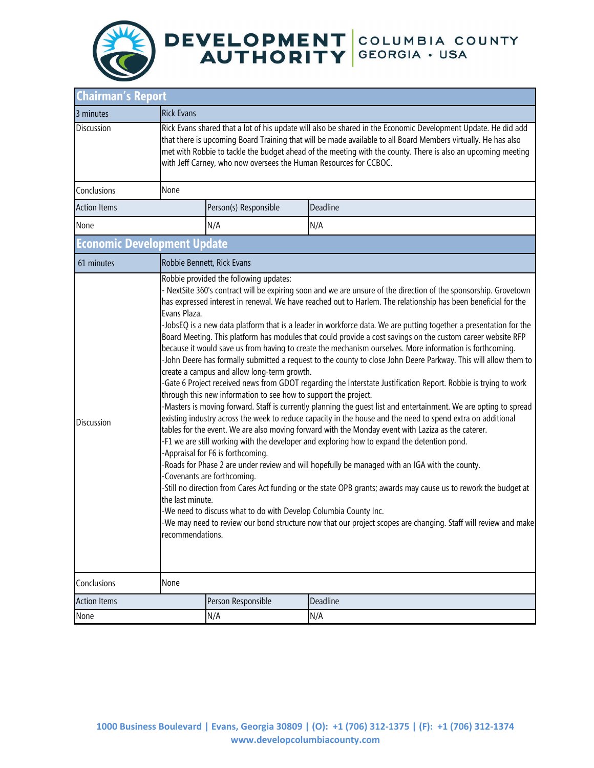## Chairman's Report

| 3 minutes | Rick Evans | |
|---|---|---|
| Discussion | Rick Evans shared that a lot of his update will also be shared in the Economic Development Update. He did add that there is upcoming Board Training that will be made available to all Board Members virtually. He has also met with Robbie to tackle the budget ahead of the meeting with the county. There is also an upcoming meeting with Jeff Carney, who now oversees the Human Resources for CCBOC. | |
| Conclusions | None | |
| Action Items | Person(s) Responsible | Deadline |
| None | N/A | N/A |

## Economic Development Update

| 61 minutes | Robbie Bennett, Rick Evans | |
|---|---|---|
| Discussion | Robbie provided the following updates:<br>- NextSite 360's contract will be expiring soon and we are unsure of the direction of the sponsorship. Grovetown has expressed interest in renewal. We have reached out to Harlem. The relationship has been beneficial for the Evans Plaza.<br>-JobsEQ is a new data platform that is a leader in workforce data. We are putting together a presentation for the Board Meeting. This platform has modules that could provide a cost savings on the custom career website RFP because it would save us from having to create the mechanism ourselves. More information is forthcoming.<br>-John Deere has formally submitted a request to the county to close John Deere Parkway. This will allow them to create a campus and allow long-term growth.<br>-Gate 6 Project received news from GDOT regarding the Interstate Justification Report. Robbie is trying to work through this new information to see how to support the project.<br>-Masters is moving forward. Staff is currently planning the guest list and entertainment. We are opting to spread existing industry across the week to reduce capacity in the house and the need to spend extra on additional tables for the event. We are also moving forward with the Monday event with Laziza as the caterer.<br>-F1 we are still working with the developer and exploring how to expand the detention pond.<br>-Appraisal for F6 is forthcoming.<br>-Roads for Phase 2 are under review and will hopefully be managed with an IGA with the county.<br>-Covenants are forthcoming.<br>-Still no direction from Cares Act funding or the state OPB grants; awards may cause us to rework the budget at the last minute.<br>-We need to discuss what to do with Develop Columbia County Inc.<br>-We may need to review our bond structure now that our project scopes are changing. Staff will review and make recommendations. | |
| Conclusions | None | |
| Action Items | Person Responsible | Deadline |
| None | N/A | N/A |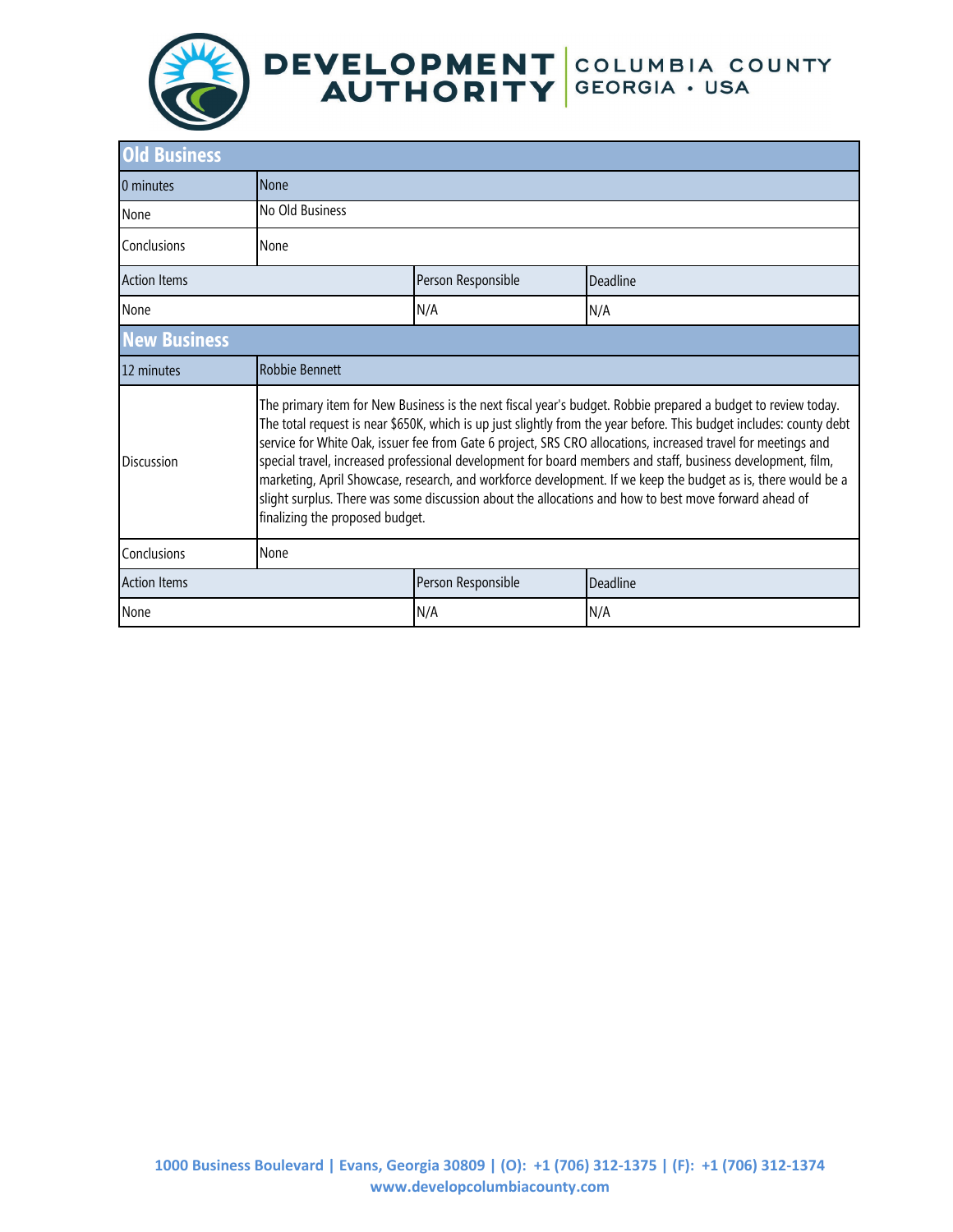| Old Business | | | |
|---|---|---|---|
| 0 minutes | None | | |
| None | No Old Business | | |
| Conclusions | None | | |
| Action Items | | Person Responsible | Deadline |
| None | | N/A | N/A |

| New Business | | | |
|---|---|---|---|
| 12 minutes | Robbie Bennett | | |
| Discussion | The primary item for New Business is the next fiscal year's budget. Robbie prepared a budget to review today. The total request is near $650K, which is up just slightly from the year before. This budget includes: county debt service for White Oak, issuer fee from Gate 6 project, SRS CRO allocations, increased travel for meetings and special travel, increased professional development for board members and staff, business development, film, marketing, April Showcase, research, and workforce development. If we keep the budget as is, there would be a slight surplus. There was some discussion about the allocations and how to best move forward ahead of finalizing the proposed budget. | | |
| Conclusions | None | | |
| Action Items | | Person Responsible | Deadline |
| None | | N/A | N/A |

1000 Business Boulevard | Evans, Georgia 30809 | (O): +1 (706) 312-1375 | (F): +1 (706) 312-1374
www.developcolumbiacounty.com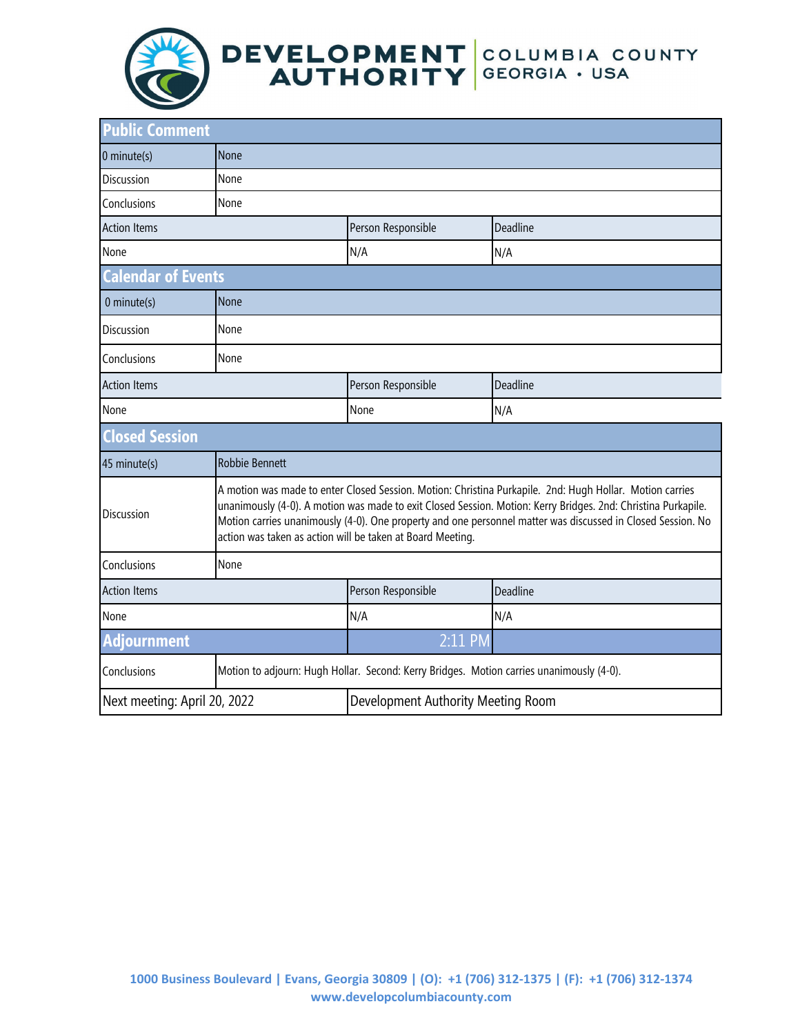# DEVELOPMENT AUTHORITY | COLUMBIA COUNTY GEORGIA • USA

| | | | |
|---|---|---|---|
| **Public Comment** | | | |
| 0 minute(s) | None | | |
| Discussion | None | | |
| Conclusions | None | | |
| Action Items | | Person Responsible | Deadline |
| None | | N/A | N/A |
| **Calendar of Events** | | | |
| 0 minute(s) | None | | |
| Discussion | None | | |
| Conclusions | None | | |
| Action Items | | Person Responsible | Deadline |
| None | | None | N/A |
| **Closed Session** | | | |
| 45 minute(s) | Robbie Bennett | | |
| Discussion | A motion was made to enter Closed Session. Motion: Christina Purkapile. 2nd: Hugh Hollar. Motion carries unanimously (4-0). A motion was made to exit Closed Session. Motion: Kerry Bridges. 2nd: Christina Purkapile. Motion carries unanimously (4-0). One property and one personnel matter was discussed in Closed Session. No action was taken as action will be taken at Board Meeting. | | |
| Conclusions | None | | |
| Action Items | | Person Responsible | Deadline |
| None | | N/A | N/A |
| **Adjournment** | | 2:11 PM | |
| Conclusions | Motion to adjourn: Hugh Hollar. Second: Kerry Bridges. Motion carries unanimously (4-0). | | |
| Next meeting: April 20, 2022 | | Development Authority Meeting Room | |

1000 Business Boulevard | Evans, Georgia 30809 | (O): +1 (706) 312-1375 | (F): +1 (706) 312-1374
www.developcolumbiacounty.com